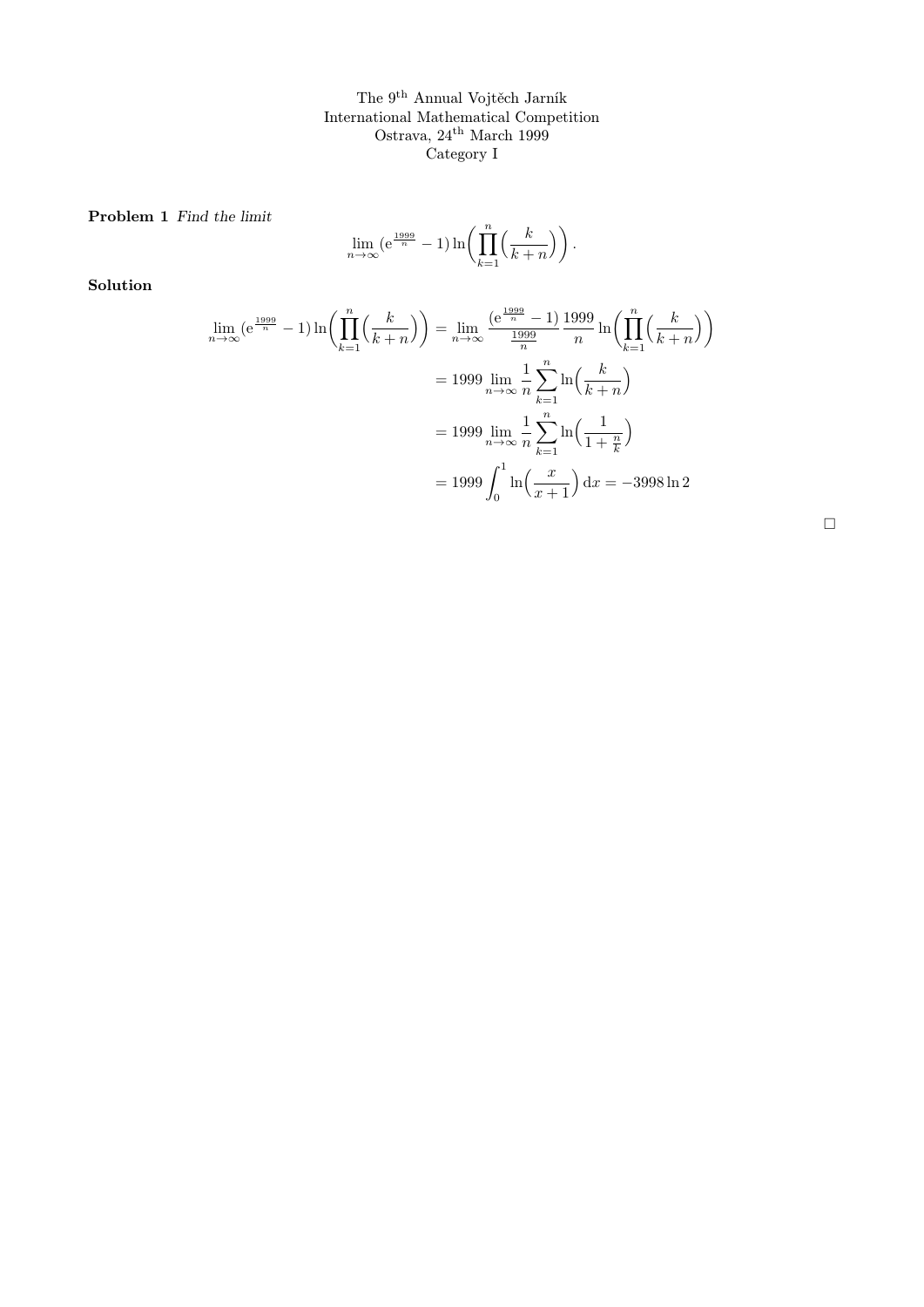The 9th Annual Vojtěch Jarník
International Mathematical Competition
Ostrava, 24th March 1999
Category I

**Problem 1** *Find the limit*

$$\lim_{n\to\infty} (\mathrm{e}^{\frac{1999}{n}} - 1) \ln\bigg( \prod_{k=1}^{n} \Big( \frac{k}{k+n} \Big) \bigg) .$$

**Solution**

$$\begin{aligned}
\lim_{n\to\infty} (\mathrm{e}^{\frac{1999}{n}} - 1) \ln\bigg( \prod_{k=1}^{n} \Big( \frac{k}{k+n} \Big) \bigg) &= \lim_{n\to\infty} \frac{(\mathrm{e}^{\frac{1999}{n}} - 1)}{\frac{1999}{n}} \frac{1999}{n} \ln\bigg( \prod_{k=1}^{n} \Big( \frac{k}{k+n} \Big) \bigg) \\
&= 1999 \lim_{n\to\infty} \frac{1}{n} \sum_{k=1}^{n} \ln\Big( \frac{k}{k+n} \Big) \\
&= 1999 \lim_{n\to\infty} \frac{1}{n} \sum_{k=1}^{n} \ln\Big( \frac{1}{1+\frac{n}{k}} \Big) \\
&= 1999 \int_0^1 \ln\Big( \frac{x}{x+1} \Big) \,\mathrm{d}x = -3998 \ln 2
\end{aligned}$$

□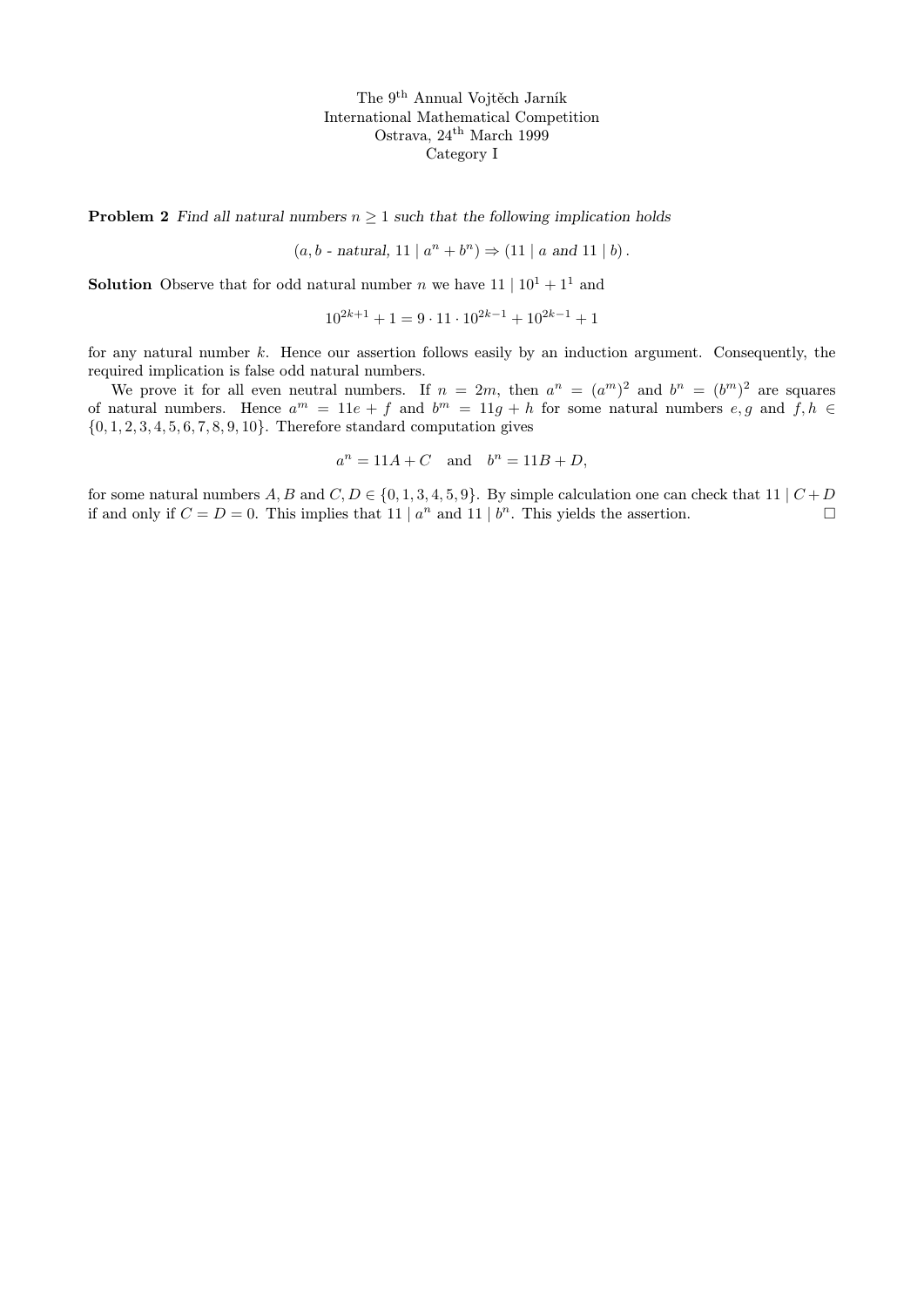The 9[th] Annual Vojtěch Jarník
International Mathematical Competition
Ostrava, 24[th] March 1999
Category I

**Problem 2** *Find all natural numbers $n \geq 1$ such that the following implication holds*

$$(a, b \text{ - natural, } 11 \mid a^n + b^n) \Rightarrow (11 \mid a \text{ and } 11 \mid b)\,.$$

**Solution** Observe that for odd natural number $n$ we have $11 \mid 10^1 + 1^1$ and

$$10^{2k+1} + 1 = 9 \cdot 11 \cdot 10^{2k-1} + 10^{2k-1} + 1$$

for any natural number $k$. Hence our assertion follows easily by an induction argument. Consequently, the required implication is false odd natural numbers.

We prove it for all even neutral numbers. If $n = 2m$, then $a^n = (a^m)^2$ and $b^n = (b^m)^2$ are squares of natural numbers. Hence $a^m = 11e + f$ and $b^m = 11g + h$ for some natural numbers $e, g$ and $f, h \in \{0, 1, 2, 3, 4, 5, 6, 7, 8, 9, 10\}$. Therefore standard computation gives

$$a^n = 11A + C \quad \text{and} \quad b^n = 11B + D,$$

for some natural numbers $A, B$ and $C, D \in \{0, 1, 3, 4, 5, 9\}$. By simple calculation one can check that $11 \mid C + D$ if and only if $C = D = 0$. This implies that $11 \mid a^n$ and $11 \mid b^n$. This yields the assertion. □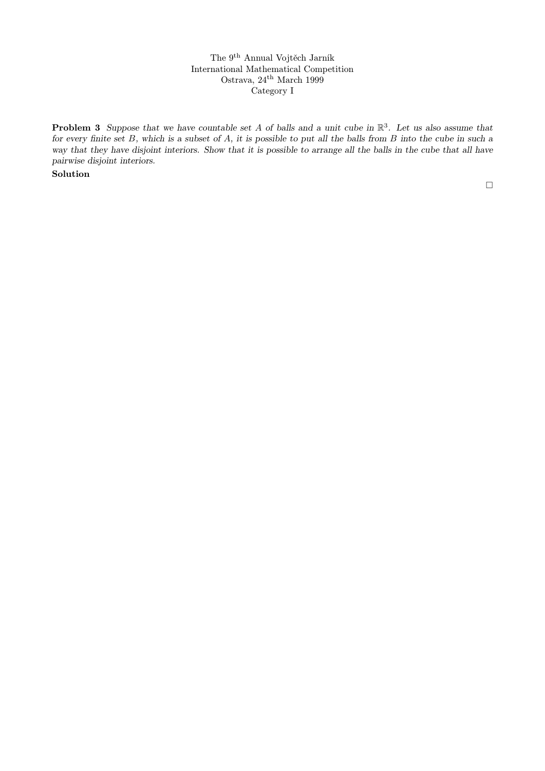The 9[th] Annual Vojtěch Jarník
International Mathematical Competition
Ostrava, 24[th] March 1999
Category I

**Problem 3** *Suppose that we have countable set $A$ of balls and a unit cube in $\mathbb{R}^3$. Let us also assume that for every finite set $B$, which is a subset of $A$, it is possible to put all the balls from $B$ into the cube in such a way that they have disjoint interiors. Show that it is possible to arrange all the balls in the cube that all have pairwise disjoint interiors.*

**Solution**

□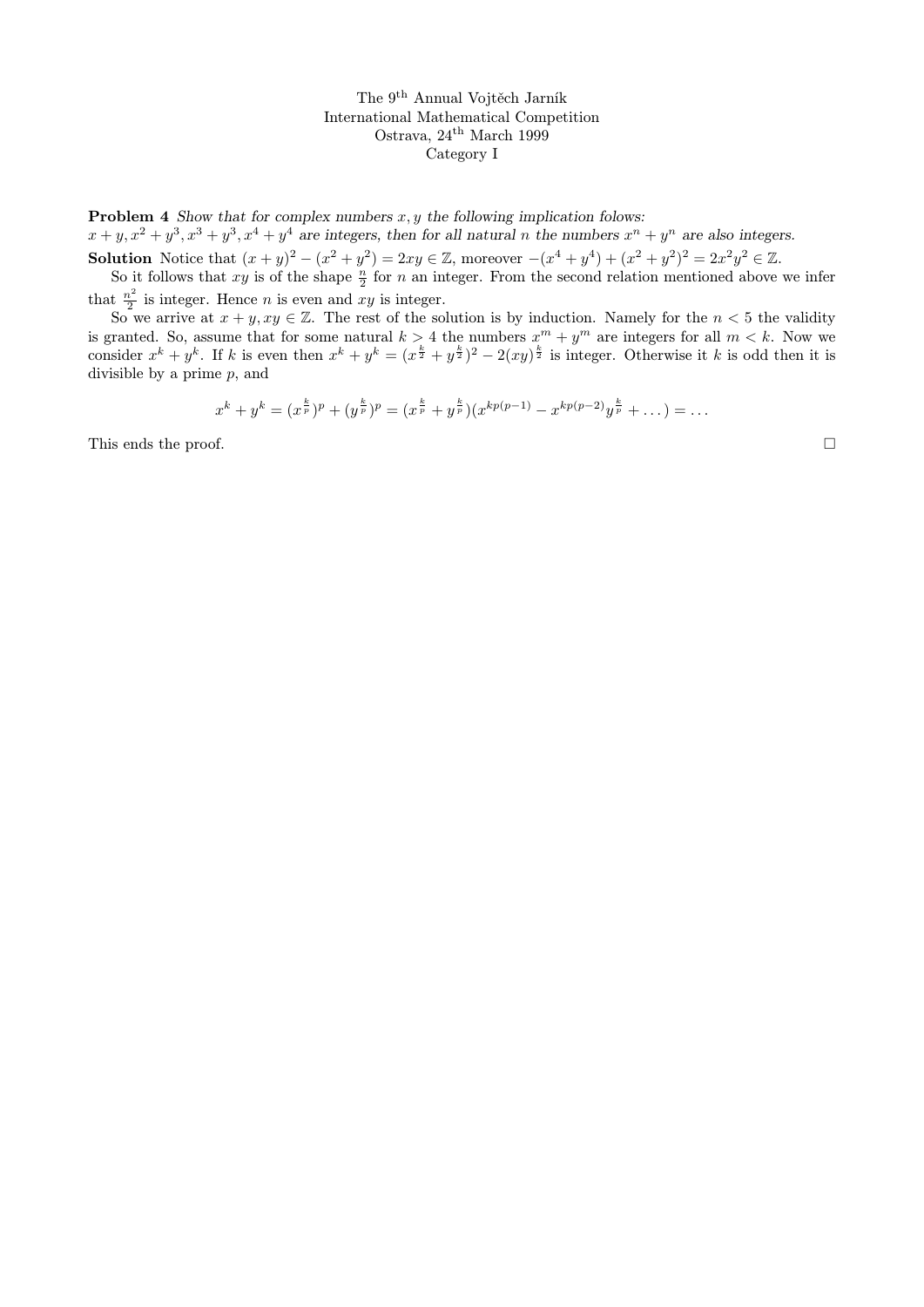The 9[th] Annual Vojtěch Jarník
International Mathematical Competition
Ostrava, 24[th] March 1999
Category I

**Problem 4** *Show that for complex numbers $x, y$ the following implication folows:*
*$x+y, x^2+y^3, x^3+y^3, x^4+y^4$ are integers, then for all natural $n$ the numbers $x^n+y^n$ are also integers.*

**Solution** Notice that $(x+y)^2 - (x^2+y^2) = 2xy \in \mathbb{Z}$, moreover $-(x^4+y^4)+(x^2+y^2)^2 = 2x^2y^2 \in \mathbb{Z}$.

So it follows that $xy$ is of the shape $\frac{n}{2}$ for $n$ an integer. From the second relation mentioned above we infer that $\frac{n^2}{2}$ is integer. Hence $n$ is even and $xy$ is integer.

So we arrive at $x+y, xy \in \mathbb{Z}$. The rest of the solution is by induction. Namely for the $n < 5$ the validity is granted. So, assume that for some natural $k > 4$ the numbers $x^m + y^m$ are integers for all $m < k$. Now we consider $x^k + y^k$. If $k$ is even then $x^k + y^k = (x^{\frac{k}{2}} + y^{\frac{k}{2}})^2 - 2(xy)^{\frac{k}{2}}$ is integer. Otherwise it $k$ is odd then it is divisible by a prime $p$, and

$$x^k + y^k = (x^{\frac{k}{p}})^p + (y^{\frac{k}{p}})^p = (x^{\frac{k}{p}} + y^{\frac{k}{p}})(x^{kp(p-1)} - x^{kp(p-2)}y^{\frac{k}{p}} + \dots) = \dots$$

This ends the proof. □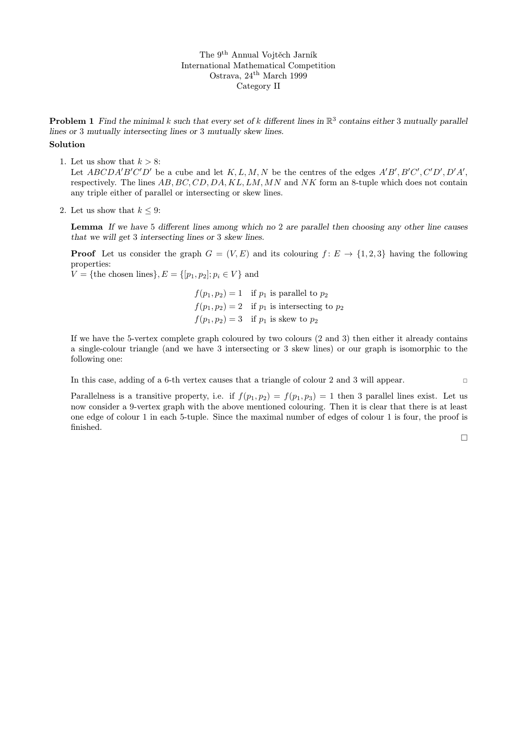The 9[th] Annual Vojtěch Jarník
International Mathematical Competition
Ostrava, 24[th] March 1999
Category II

**Problem 1** *Find the minimal $k$ such that every set of $k$ different lines in $\mathbb{R}^3$ contains either 3 mutually parallel lines or 3 mutually intersecting lines or 3 mutually skew lines.*

**Solution**

1. Let us show that $k > 8$:
   Let $ABCDA'B'C'D'$ be a cube and let $K, L, M, N$ be the centres of the edges $A'B', B'C', C'D', D'A'$, respectively. The lines $AB, BC, CD, DA, KL, LM, MN$ and $NK$ form an 8-tuple which does not contain any triple either of parallel or intersecting or skew lines.

2. Let us show that $k \le 9$:

   **Lemma** *If we have 5 different lines among which no 2 are parallel then choosing any other line causes that we will get 3 intersecting lines or 3 skew lines.*

   **Proof** Let us consider the graph $G = (V, E)$ and its colouring $f \colon E \to \{1, 2, 3\}$ having the following properties:
   $V = \{\text{the chosen lines}\}, E = \{[p_1, p_2]; p_i \in V\}$ and

   $$\begin{aligned} f(p_1, p_2) = 1 & \quad \text{if } p_1 \text{ is parallel to } p_2 \\ f(p_1, p_2) = 2 & \quad \text{if } p_1 \text{ is intersecting to } p_2 \\ f(p_1, p_2) = 3 & \quad \text{if } p_1 \text{ is skew to } p_2 \end{aligned}$$

   If we have the 5-vertex complete graph coloured by two colours (2 and 3) then either it already contains a single-colour triangle (and we have 3 intersecting or 3 skew lines) or our graph is isomorphic to the following one:

   In this case, adding of a 6-th vertex causes that a triangle of colour 2 and 3 will appear. □

   Parallelness is a transitive property, i.e. if $f(p_1, p_2) = f(p_1, p_3) = 1$ then 3 parallel lines exist. Let us now consider a 9-vertex graph with the above mentioned colouring. Then it is clear that there is at least one edge of colour 1 in each 5-tuple. Since the maximal number of edges of colour 1 is four, the proof is finished.

□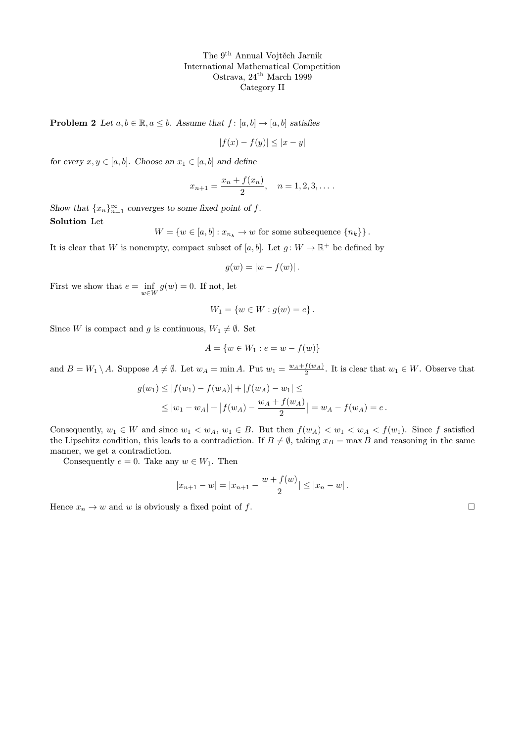The 9[th] Annual Vojtěch Jarník
International Mathematical Competition
Ostrava, 24[th] March 1999
Category II

**Problem 2** *Let $a, b \in \mathbb{R}, a \le b$. Assume that $f\colon [a,b] \to [a,b]$ satisfies*

$$|f(x) - f(y)| \le |x - y|$$

*for every $x, y \in [a,b]$. Choose an $x_1 \in [a,b]$ and define*

$$x_{n+1} = \frac{x_n + f(x_n)}{2}, \quad n = 1, 2, 3, \dots .$$

*Show that $\{x_n\}_{n=1}^{\infty}$ converges to some fixed point of $f$.*

**Solution** Let

$$W = \{w \in [a,b] : x_{n_k} \to w \text{ for some subsequence } \{n_k\}\} .$$

It is clear that $W$ is nonempty, compact subset of $[a,b]$. Let $g\colon W \to \mathbb{R}^+$ be defined by

$$g(w) = |w - f(w)| .$$

First we show that $e = \inf_{w \in W} g(w) = 0$. If not, let

$$W_1 = \{w \in W : g(w) = e\} .$$

Since $W$ is compact and $g$ is continuous, $W_1 \ne \emptyset$. Set

$$A = \{w \in W_1 : e = w - f(w)\}$$

and $B = W_1 \setminus A$. Suppose $A \ne \emptyset$. Let $w_A = \min A$. Put $w_1 = \frac{w_A + f(w_A)}{2}$. It is clear that $w_1 \in W$. Observe that

$$\begin{aligned} g(w_1) &\le |f(w_1) - f(w_A)| + |f(w_A) - w_1| \le \\ &\le |w_1 - w_A| + \left|f(w_A) - \frac{w_A + f(w_A)}{2}\right| = w_A - f(w_A) = e \, . \end{aligned}$$

Consequently, $w_1 \in W$ and since $w_1 < w_A$, $w_1 \in B$. But then $f(w_A) < w_1 < w_A < f(w_1)$. Since $f$ satisfied the Lipschitz condition, this leads to a contradiction. If $B \ne \emptyset$, taking $x_B = \max B$ and reasoning in the same manner, we get a contradiction.

Consequently $e = 0$. Take any $w \in W_1$. Then

$$|x_{n+1} - w| = |x_{n+1} - \frac{w + f(w)}{2}| \le |x_n - w| .$$

Hence $x_n \to w$ and $w$ is obviously a fixed point of $f$. □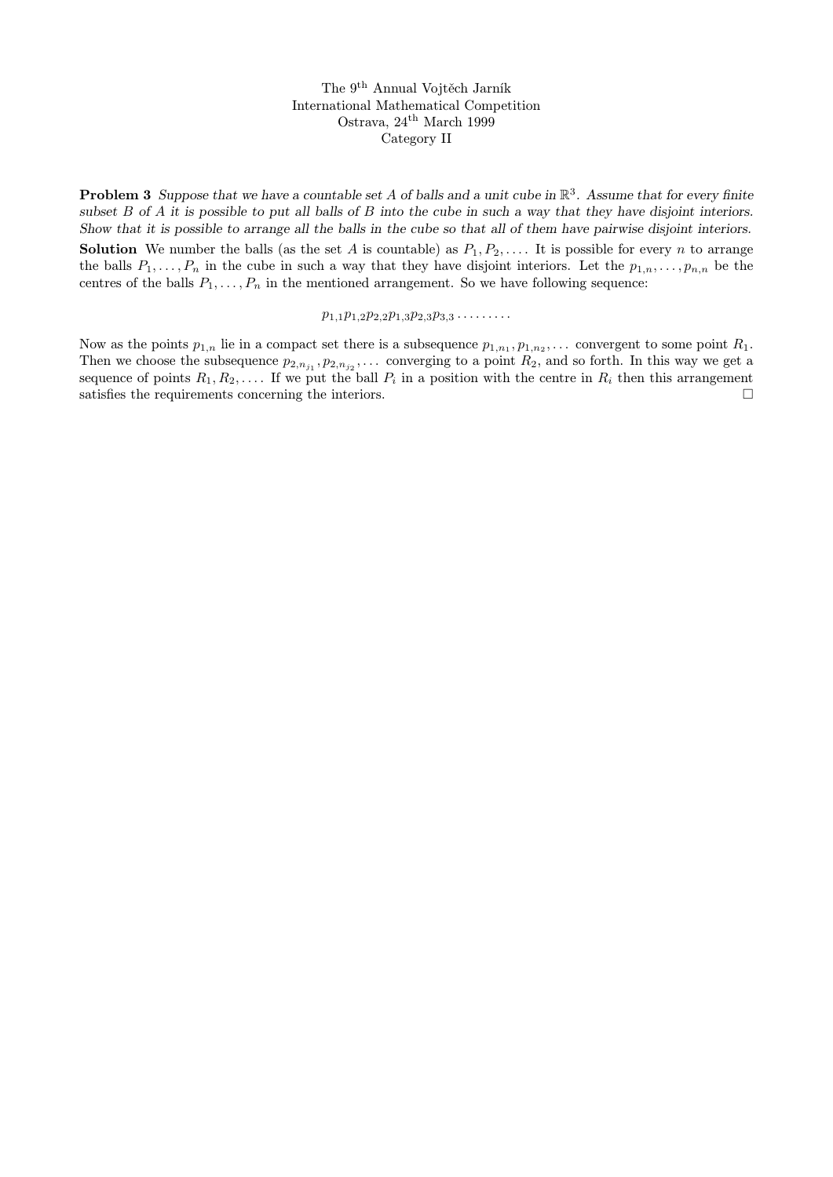The 9$^{\text{th}}$ Annual Vojtěch Jarník
International Mathematical Competition
Ostrava, 24$^{\text{th}}$ March 1999
Category II

**Problem 3** *Suppose that we have a countable set $A$ of balls and a unit cube in $\mathbb{R}^3$. Assume that for every finite subset $B$ of $A$ it is possible to put all balls of $B$ into the cube in such a way that they have disjoint interiors. Show that it is possible to arrange all the balls in the cube so that all of them have pairwise disjoint interiors.*

**Solution** We number the balls (as the set $A$ is countable) as $P_1, P_2, \ldots$. It is possible for every $n$ to arrange the balls $P_1, \ldots, P_n$ in the cube in such a way that they have disjoint interiors. Let the $p_{1,n}, \ldots, p_{n,n}$ be the centres of the balls $P_1, \ldots, P_n$ in the mentioned arrangement. So we have following sequence:

$$p_{1,1} p_{1,2} p_{2,2} p_{1,3} p_{2,3} p_{3,3} \cdots\cdots\cdots$$

Now as the points $p_{1,n}$ lie in a compact set there is a subsequence $p_{1,n_1}, p_{1,n_2}, \ldots$ convergent to some point $R_1$. Then we choose the subsequence $p_{2,n_{j_1}}, p_{2,n_{j_2}}, \ldots$ converging to a point $R_2$, and so forth. In this way we get a sequence of points $R_1, R_2, \ldots$. If we put the ball $P_i$ in a position with the centre in $R_i$ then this arrangement satisfies the requirements concerning the interiors. □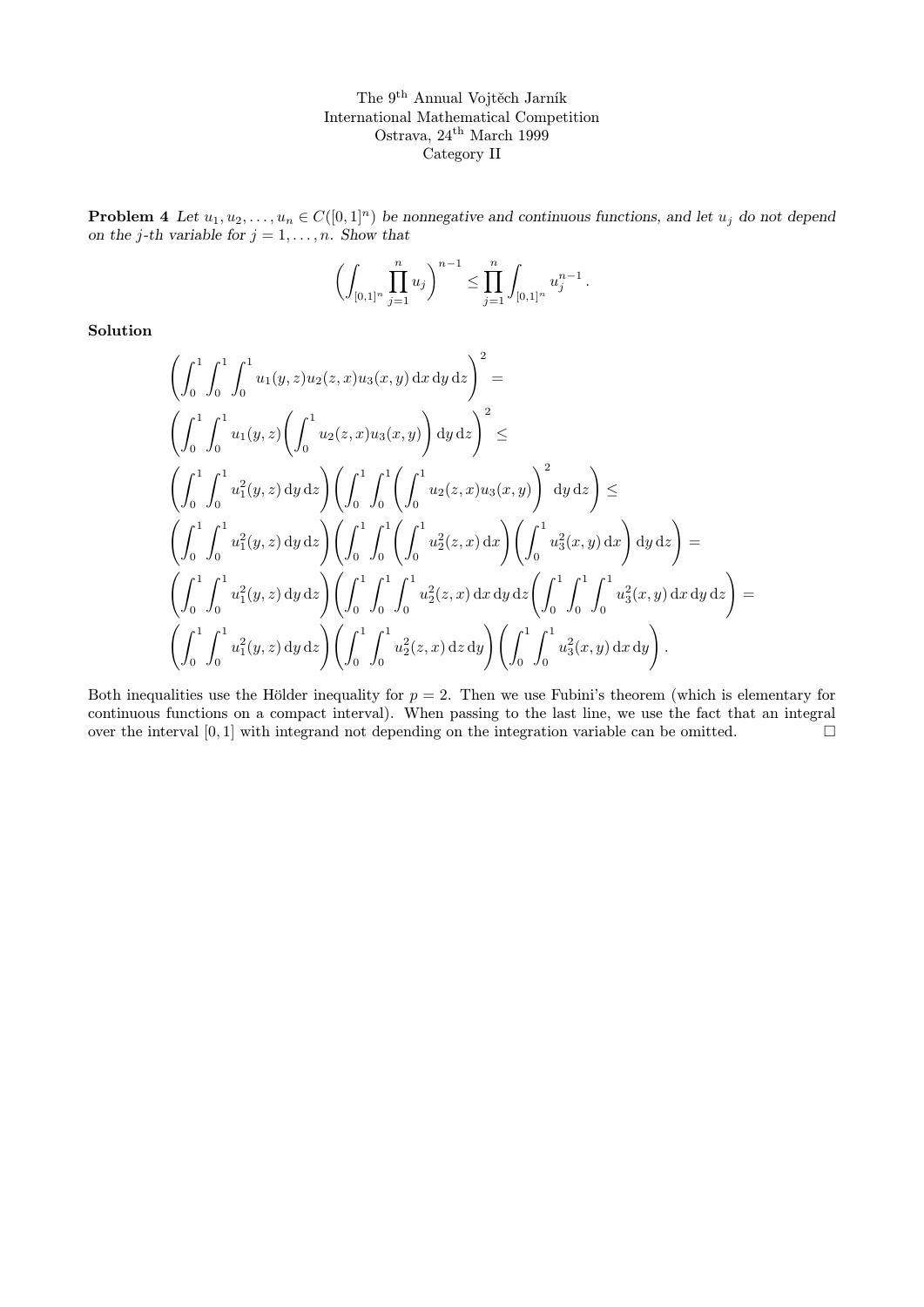The 9th Annual Vojtěch Jarník
International Mathematical Competition
Ostrava, 24th March 1999
Category II

**Problem 4** *Let $u_1, u_2, \ldots, u_n \in C([0,1]^n)$ be nonnegative and continuous functions, and let $u_j$ do not depend on the $j$-th variable for $j = 1, \ldots, n$. Show that*

$$\left(\int_{[0,1]^n} \prod_{j=1}^{n} u_j\right)^{n-1} \le \prod_{j=1}^{n} \int_{[0,1]^n} u_j^{n-1}.$$

**Solution**

$$\left(\int_0^1\int_0^1\int_0^1 u_1(y,z)u_2(z,x)u_3(x,y)\,\mathrm{d}x\,\mathrm{d}y\,\mathrm{d}z\right)^2 =$$

$$\left(\int_0^1\int_0^1 u_1(y,z)\left(\int_0^1 u_2(z,x)u_3(x,y)\right)\mathrm{d}y\,\mathrm{d}z\right)^2 \le$$

$$\left(\int_0^1\int_0^1 u_1^2(y,z)\,\mathrm{d}y\,\mathrm{d}z\right)\left(\int_0^1\int_0^1\left(\int_0^1 u_2(z,x)u_3(x,y)\right)^2\mathrm{d}y\,\mathrm{d}z\right) \le$$

$$\left(\int_0^1\int_0^1 u_1^2(y,z)\,\mathrm{d}y\,\mathrm{d}z\right)\left(\int_0^1\int_0^1\left(\int_0^1 u_2^2(z,x)\,\mathrm{d}x\right)\left(\int_0^1 u_3^2(x,y)\,\mathrm{d}x\right)\mathrm{d}y\,\mathrm{d}z\right) =$$

$$\left(\int_0^1\int_0^1 u_1^2(y,z)\,\mathrm{d}y\,\mathrm{d}z\right)\left(\int_0^1\int_0^1\int_0^1 u_2^2(z,x)\,\mathrm{d}x\,\mathrm{d}y\,\mathrm{d}z\left(\int_0^1\int_0^1\int_0^1 u_3^2(x,y)\,\mathrm{d}x\,\mathrm{d}y\,\mathrm{d}z\right) =$$

$$\left(\int_0^1\int_0^1 u_1^2(y,z)\,\mathrm{d}y\,\mathrm{d}z\right)\left(\int_0^1\int_0^1 u_2^2(z,x)\,\mathrm{d}z\,\mathrm{d}y\right)\left(\int_0^1\int_0^1 u_3^2(x,y)\,\mathrm{d}x\,\mathrm{d}y\right).$$

Both inequalities use the Hölder inequality for $p = 2$. Then we use Fubini's theorem (which is elementary for continuous functions on a compact interval). When passing to the last line, we use the fact that an integral over the interval $[0,1]$ with integrand not depending on the integration variable can be omitted. □